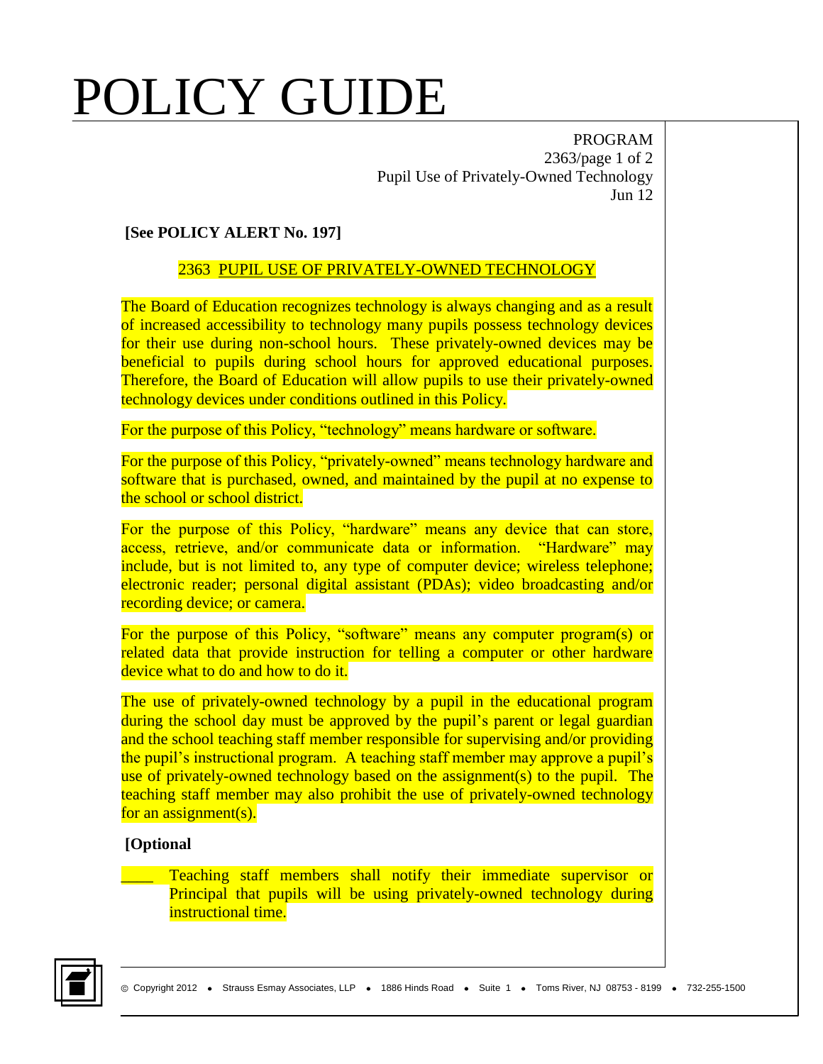# POLICY GUIDE

PROGRAM
2363/page 1 of 2
Pupil Use of Privately-Owned Technology
Jun 12

**[See POLICY ALERT No. 197]**

## 2363 PUPIL USE OF PRIVATELY-OWNED TECHNOLOGY

The Board of Education recognizes technology is always changing and as a result of increased accessibility to technology many pupils possess technology devices for their use during non-school hours. These privately-owned devices may be beneficial to pupils during school hours for approved educational purposes. Therefore, the Board of Education will allow pupils to use their privately-owned technology devices under conditions outlined in this Policy.

For the purpose of this Policy, "technology" means hardware or software.

For the purpose of this Policy, "privately-owned" means technology hardware and software that is purchased, owned, and maintained by the pupil at no expense to the school or school district.

For the purpose of this Policy, "hardware" means any device that can store, access, retrieve, and/or communicate data or information. "Hardware" may include, but is not limited to, any type of computer device; wireless telephone; electronic reader; personal digital assistant (PDAs); video broadcasting and/or recording device; or camera.

For the purpose of this Policy, "software" means any computer program(s) or related data that provide instruction for telling a computer or other hardware device what to do and how to do it.

The use of privately-owned technology by a pupil in the educational program during the school day must be approved by the pupil's parent or legal guardian and the school teaching staff member responsible for supervising and/or providing the pupil's instructional program. A teaching staff member may approve a pupil's use of privately-owned technology based on the assignment(s) to the pupil. The teaching staff member may also prohibit the use of privately-owned technology for an assignment(s).

**[Optional**

____ Teaching staff members shall notify their immediate supervisor or Principal that pupils will be using privately-owned technology during instructional time.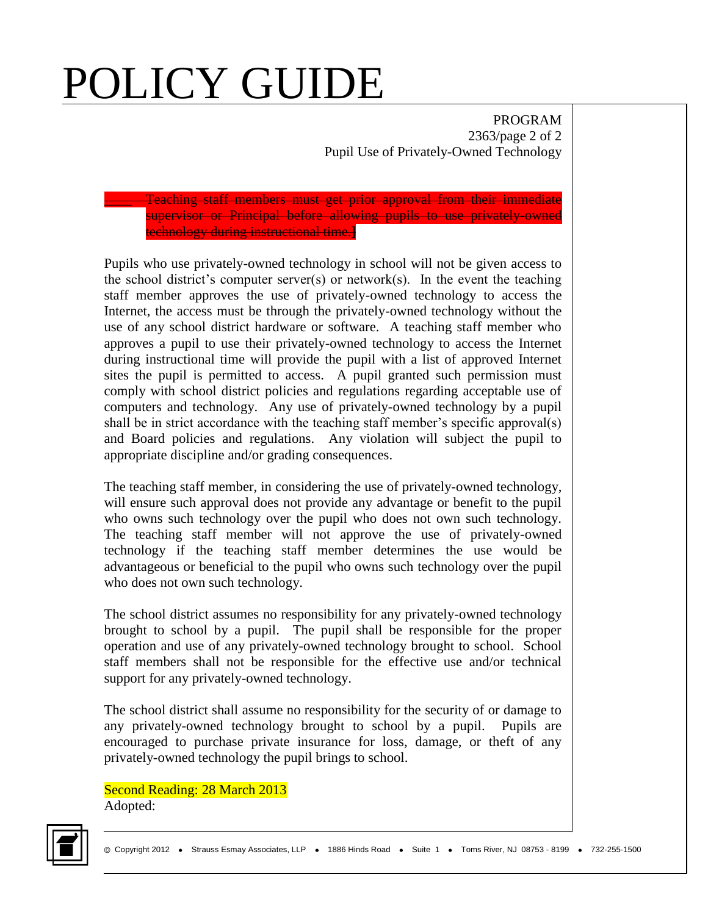PROGRAM
2363/page 2 of 2
Pupil Use of Privately-Owned Technology

~~____ Teaching staff members must get prior approval from their immediate supervisor or Principal before allowing pupils to use privately-owned technology during instructional time.]~~

Pupils who use privately-owned technology in school will not be given access to the school district's computer server(s) or network(s). In the event the teaching staff member approves the use of privately-owned technology to access the Internet, the access must be through the privately-owned technology without the use of any school district hardware or software. A teaching staff member who approves a pupil to use their privately-owned technology to access the Internet during instructional time will provide the pupil with a list of approved Internet sites the pupil is permitted to access. A pupil granted such permission must comply with school district policies and regulations regarding acceptable use of computers and technology. Any use of privately-owned technology by a pupil shall be in strict accordance with the teaching staff member's specific approval(s) and Board policies and regulations. Any violation will subject the pupil to appropriate discipline and/or grading consequences.

The teaching staff member, in considering the use of privately-owned technology, will ensure such approval does not provide any advantage or benefit to the pupil who owns such technology over the pupil who does not own such technology. The teaching staff member will not approve the use of privately-owned technology if the teaching staff member determines the use would be advantageous or beneficial to the pupil who owns such technology over the pupil who does not own such technology.

The school district assumes no responsibility for any privately-owned technology brought to school by a pupil. The pupil shall be responsible for the proper operation and use of any privately-owned technology brought to school. School staff members shall not be responsible for the effective use and/or technical support for any privately-owned technology.

The school district shall assume no responsibility for the security of or damage to any privately-owned technology brought to school by a pupil. Pupils are encouraged to purchase private insurance for loss, damage, or theft of any privately-owned technology the pupil brings to school.

Second Reading: 28 March 2013
Adopted: